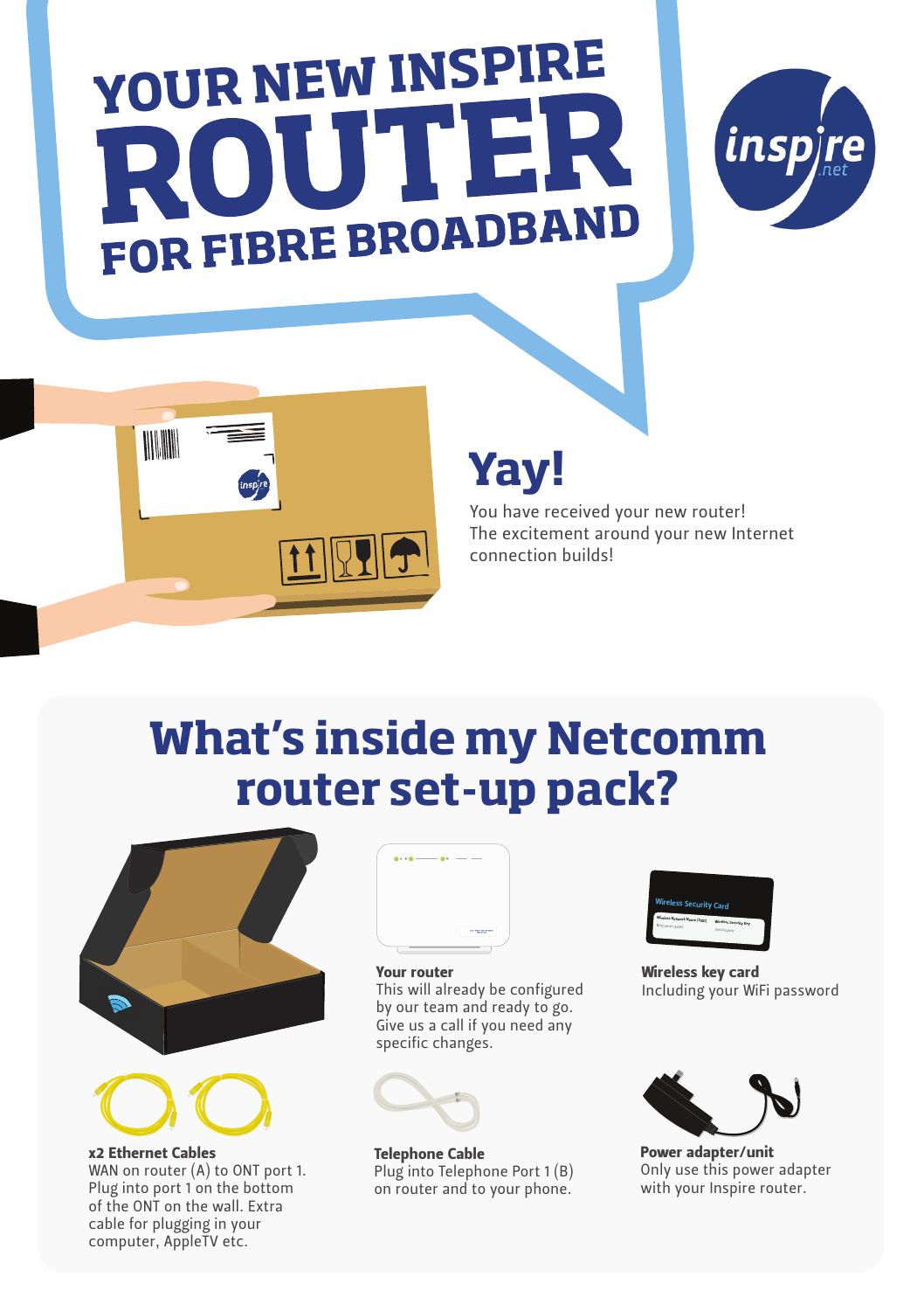# YOUR NEW INSPIRE ROUTER FOR FIBRE BROADBAND

## Yay!

You have received your new router!
The excitement around your new Internet connection builds!

## What's inside my Netcomm router set-up pack?

**Your router**
This will already be configured by our team and ready to go. Give us a call if you need any specific changes.

**Wireless key card**
Including your WiFi password

**x2 Ethernet Cables**
WAN on router (A) to ONT port 1. Plug into port 1 on the bottom of the ONT on the wall. Extra cable for plugging in your computer, AppleTV etc.

**Telephone Cable**
Plug into Telephone Port 1 (B) on router and to your phone.

**Power adapter/unit**
Only use this power adapter with your Inspire router.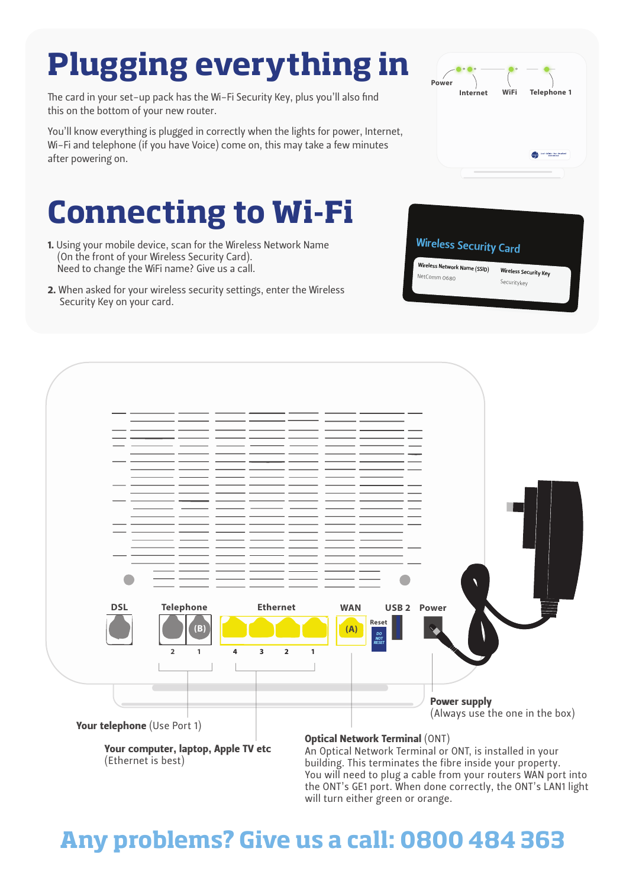# Plugging everything in

The card in your set-up pack has the Wi-Fi Security Key, plus you'll also find this on the bottom of your new router.

You'll know everything is plugged in correctly when the lights for power, Internet, Wi-Fi and telephone (if you have Voice) come on, this may take a few minutes after powering on.

Power
Internet
WiFi
Telephone 1

# Connecting to Wi-Fi

1. Using your mobile device, scan for the Wireless Network Name (On the front of your Wireless Security Card). Need to change the WiFi name? Give us a call.
2. When asked for your wireless security settings, enter the Wireless Security Key on your card.

Wireless Security Card
Wireless Network Name (SSID)
NetComm 0680
Wireless Security Key
Securitykey

DSL
Telephone
(B)
2
1
Ethernet
4
3
2
1
WAN
(A)
Reset
DO NOT RESET
USB 2
Power

**Your telephone** (Use Port 1)

**Your computer, laptop, Apple TV etc** (Ethernet is best)

**Power supply** (Always use the one in the box)

**Optical Network Terminal** (ONT)
An Optical Network Terminal or ONT, is installed in your building. This terminates the fibre inside your property. You will need to plug a cable from your routers WAN port into the ONT's GE1 port. When done correctly, the ONT's LAN1 light will turn either green or orange.

## Any problems? Give us a call: 0800 484 363